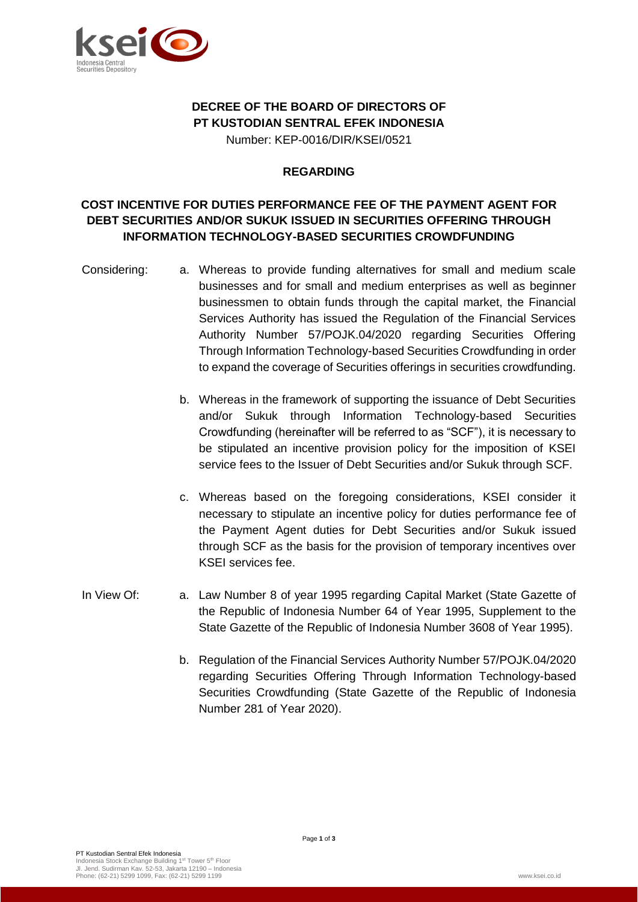**DECREE OF THE BOARD OF DIRECTORS OF PT KUSTODIAN SENTRAL EFEK INDONESIA**

Number: KEP-0016/DIR/KSEI/0521

**REGARDING**

**COST INCENTIVE FOR DUTIES PERFORMANCE FEE OF THE PAYMENT AGENT FOR DEBT SECURITIES AND/OR SUKUK ISSUED IN SECURITIES OFFERING THROUGH INFORMATION TECHNOLOGY-BASED SECURITIES CROWDFUNDING**

Considering:

a. Whereas to provide funding alternatives for small and medium scale businesses and for small and medium enterprises as well as beginner businessmen to obtain funds through the capital market, the Financial Services Authority has issued the Regulation of the Financial Services Authority Number 57/POJK.04/2020 regarding Securities Offering Through Information Technology-based Securities Crowdfunding in order to expand the coverage of Securities offerings in securities crowdfunding.

b. Whereas in the framework of supporting the issuance of Debt Securities and/or Sukuk through Information Technology-based Securities Crowdfunding (hereinafter will be referred to as "SCF"), it is necessary to be stipulated an incentive provision policy for the imposition of KSEI service fees to the Issuer of Debt Securities and/or Sukuk through SCF.

c. Whereas based on the foregoing considerations, KSEI consider it necessary to stipulate an incentive policy for duties performance fee of the Payment Agent duties for Debt Securities and/or Sukuk issued through SCF as the basis for the provision of temporary incentives over KSEI services fee.

In View Of:

a. Law Number 8 of year 1995 regarding Capital Market (State Gazette of the Republic of Indonesia Number 64 of Year 1995, Supplement to the State Gazette of the Republic of Indonesia Number 3608 of Year 1995).

b. Regulation of the Financial Services Authority Number 57/POJK.04/2020 regarding Securities Offering Through Information Technology-based Securities Crowdfunding (State Gazette of the Republic of Indonesia Number 281 of Year 2020).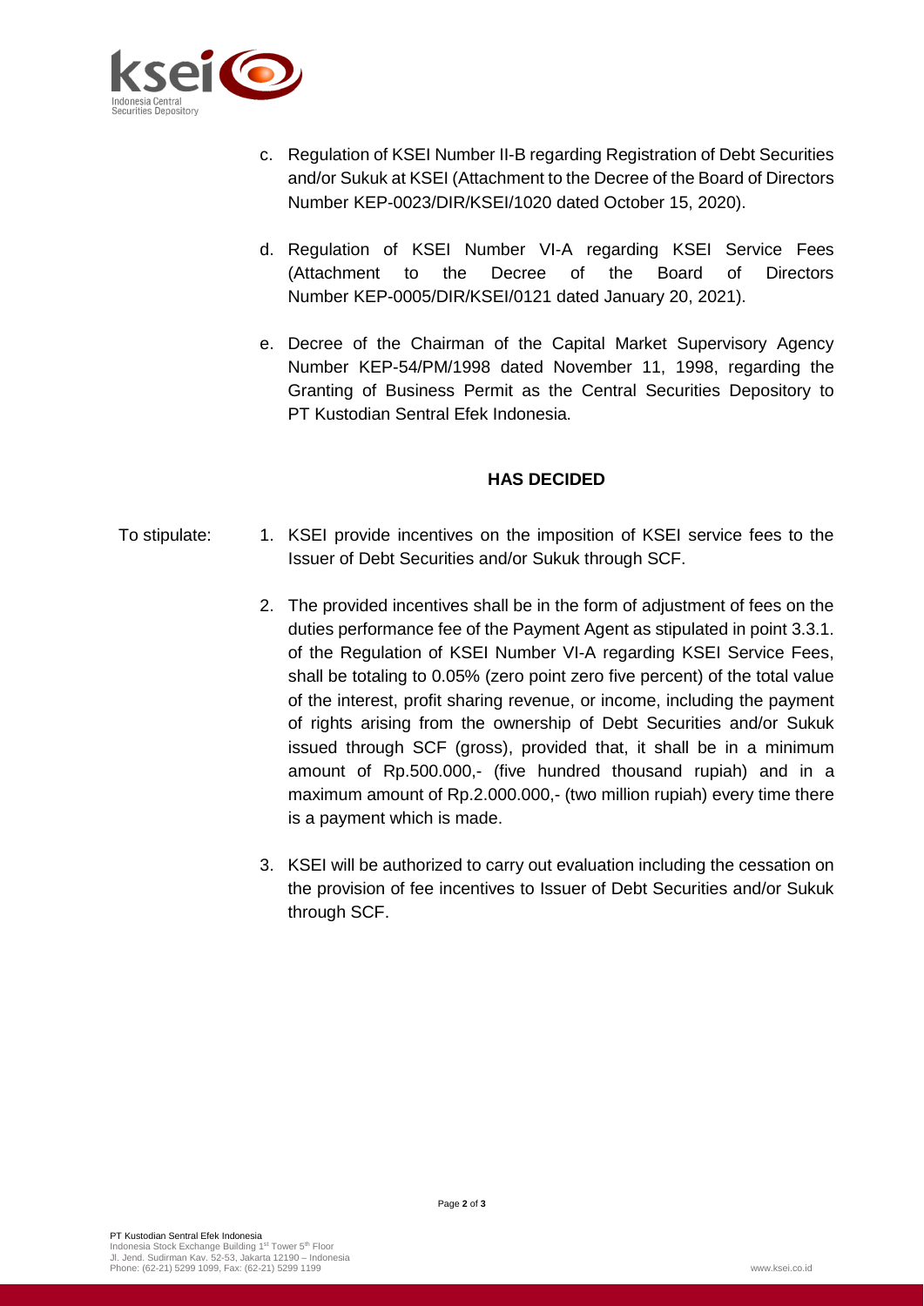c. Regulation of KSEI Number II-B regarding Registration of Debt Securities and/or Sukuk at KSEI (Attachment to the Decree of the Board of Directors Number KEP-0023/DIR/KSEI/1020 dated October 15, 2020).

d. Regulation of KSEI Number VI-A regarding KSEI Service Fees (Attachment to the Decree of the Board of Directors Number KEP-0005/DIR/KSEI/0121 dated January 20, 2021).

e. Decree of the Chairman of the Capital Market Supervisory Agency Number KEP-54/PM/1998 dated November 11, 1998, regarding the Granting of Business Permit as the Central Securities Depository to PT Kustodian Sentral Efek Indonesia.

**HAS DECIDED**

To stipulate:

1. KSEI provide incentives on the imposition of KSEI service fees to the Issuer of Debt Securities and/or Sukuk through SCF.

2. The provided incentives shall be in the form of adjustment of fees on the duties performance fee of the Payment Agent as stipulated in point 3.3.1. of the Regulation of KSEI Number VI-A regarding KSEI Service Fees, shall be totaling to 0.05% (zero point zero five percent) of the total value of the interest, profit sharing revenue, or income, including the payment of rights arising from the ownership of Debt Securities and/or Sukuk issued through SCF (gross), provided that, it shall be in a minimum amount of Rp.500.000,- (five hundred thousand rupiah) and in a maximum amount of Rp.2.000.000,- (two million rupiah) every time there is a payment which is made.

3. KSEI will be authorized to carry out evaluation including the cessation on the provision of fee incentives to Issuer of Debt Securities and/or Sukuk through SCF.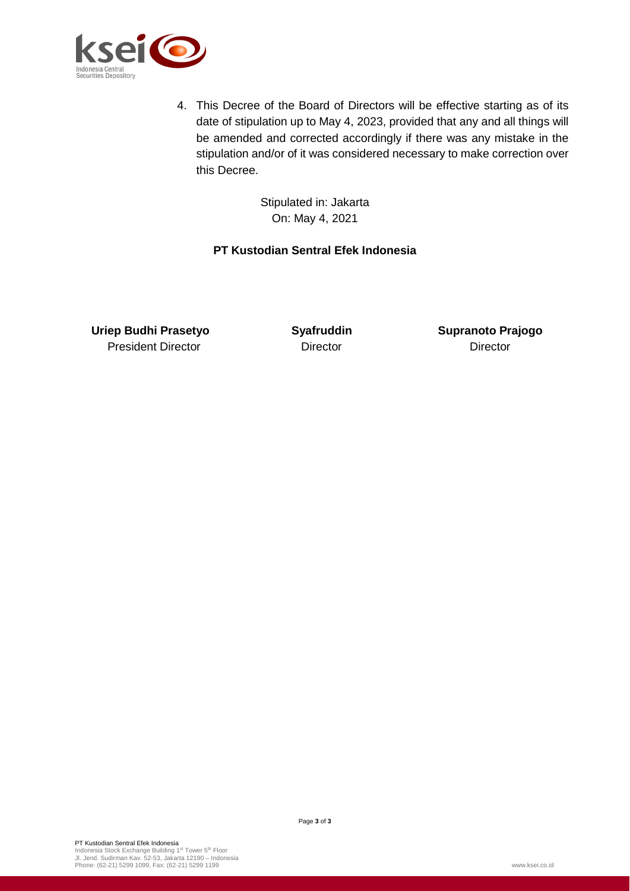4. This Decree of the Board of Directors will be effective starting as of its date of stipulation up to May 4, 2023, provided that any and all things will be amended and corrected accordingly if there was any mistake in the stipulation and/or of it was considered necessary to make correction over this Decree.

Stipulated in: Jakarta
On: May 4, 2021

**PT Kustodian Sentral Efek Indonesia**

| | | |
|---|---|---|
| **Uriep Budhi Prasetyo** | **Syafruddin** | **Supranoto Prajogo** |
| President Director | Director | Director |